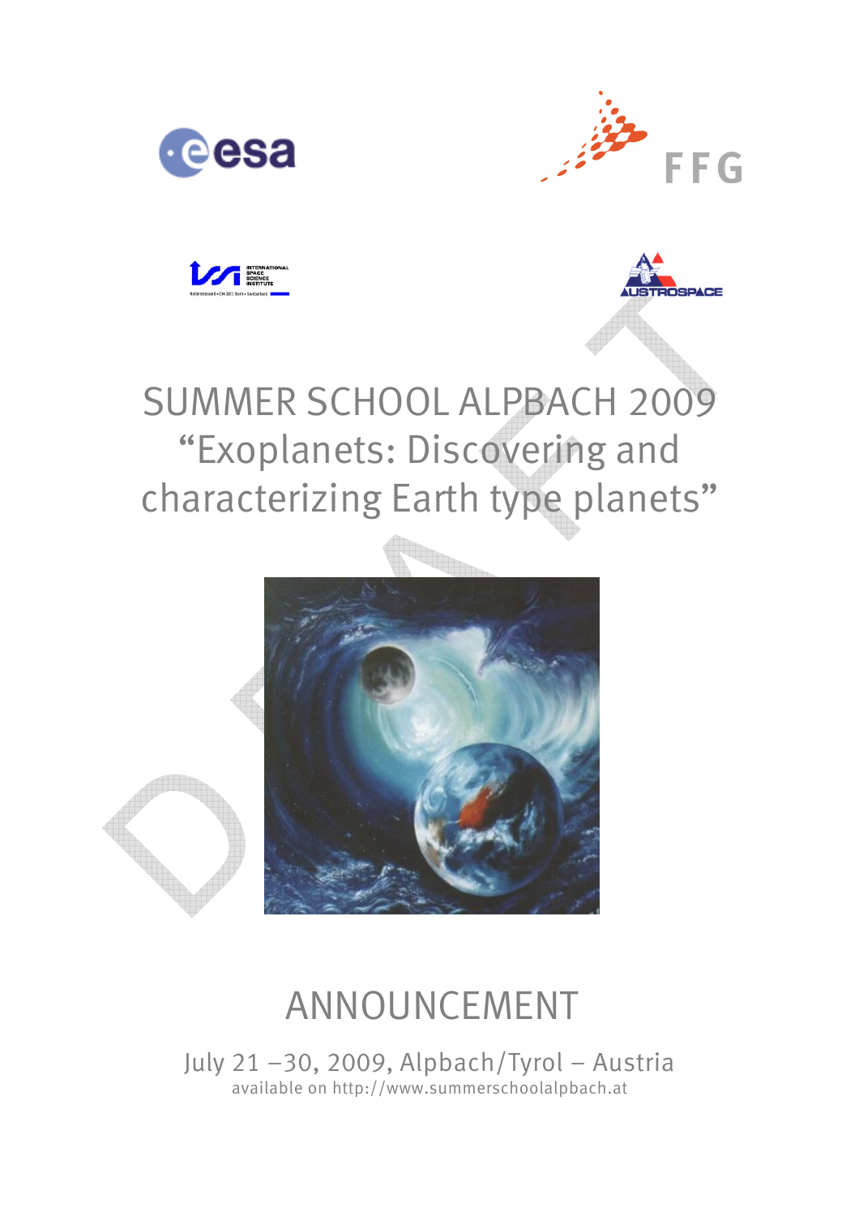# SUMMER SCHOOL ALPBACH 2009
# "Exoplanets: Discovering and characterizing Earth type planets"

## ANNOUNCEMENT

July 21 –30, 2009, Alpbach/Tyrol – Austria

available on http://www.summerschoolalpbach.at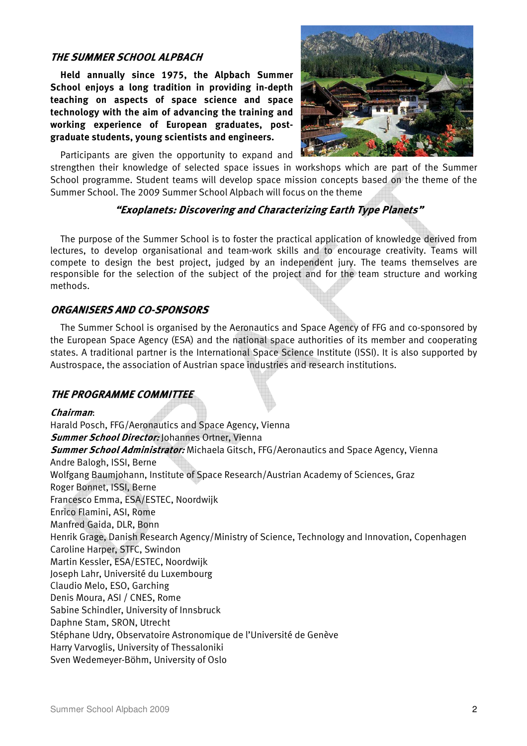### *THE SUMMER SCHOOL ALPBACH*

**Held annually since 1975, the Alpbach Summer School enjoys a long tradition in providing in-depth teaching on aspects of space science and space technology with the aim of advancing the training and working experience of European graduates, post-graduate students, young scientists and engineers.**

Participants are given the opportunity to expand and strengthen their knowledge of selected space issues in workshops which are part of the Summer School programme. Student teams will develop space mission concepts based on the theme of the Summer School. The 2009 Summer School Alpbach will focus on the theme

***"Exoplanets: Discovering and Characterizing Earth Type Planets"***

The purpose of the Summer School is to foster the practical application of knowledge derived from lectures, to develop organisational and team-work skills and to encourage creativity. Teams will compete to design the best project, judged by an independent jury. The teams themselves are responsible for the selection of the subject of the project and for the team structure and working methods.

### *ORGANISERS AND CO-SPONSORS*

The Summer School is organised by the Aeronautics and Space Agency of FFG and co-sponsored by the European Space Agency (ESA) and the national space authorities of its member and cooperating states. A traditional partner is the International Space Science Institute (ISSI). It is also supported by Austrospace, the association of Austrian space industries and research institutions.

### *THE PROGRAMME COMMITTEE*

***Chairman***:
Harald Posch, FFG/Aeronautics and Space Agency, Vienna
***Summer School Director:*** Johannes Ortner, Vienna
***Summer School Administrator:*** Michaela Gitsch, FFG/Aeronautics and Space Agency, Vienna
Andre Balogh, ISSI, Berne
Wolfgang Baumjohann, Institute of Space Research/Austrian Academy of Sciences, Graz
Roger Bonnet, ISSI, Berne
Francesco Emma, ESA/ESTEC, Noordwijk
Enrico Flamini, ASI, Rome
Manfred Gaida, DLR, Bonn
Henrik Grage, Danish Research Agency/Ministry of Science, Technology and Innovation, Copenhagen
Caroline Harper, STFC, Swindon
Martin Kessler, ESA/ESTEC, Noordwijk
Joseph Lahr, Université du Luxembourg
Claudio Melo, ESO, Garching
Denis Moura, ASI / CNES, Rome
Sabine Schindler, University of Innsbruck
Daphne Stam, SRON, Utrecht
Stéphane Udry, Observatoire Astronomique de l'Université de Genève
Harry Varvoglis, University of Thessaloniki
Sven Wedemeyer-Böhm, University of Oslo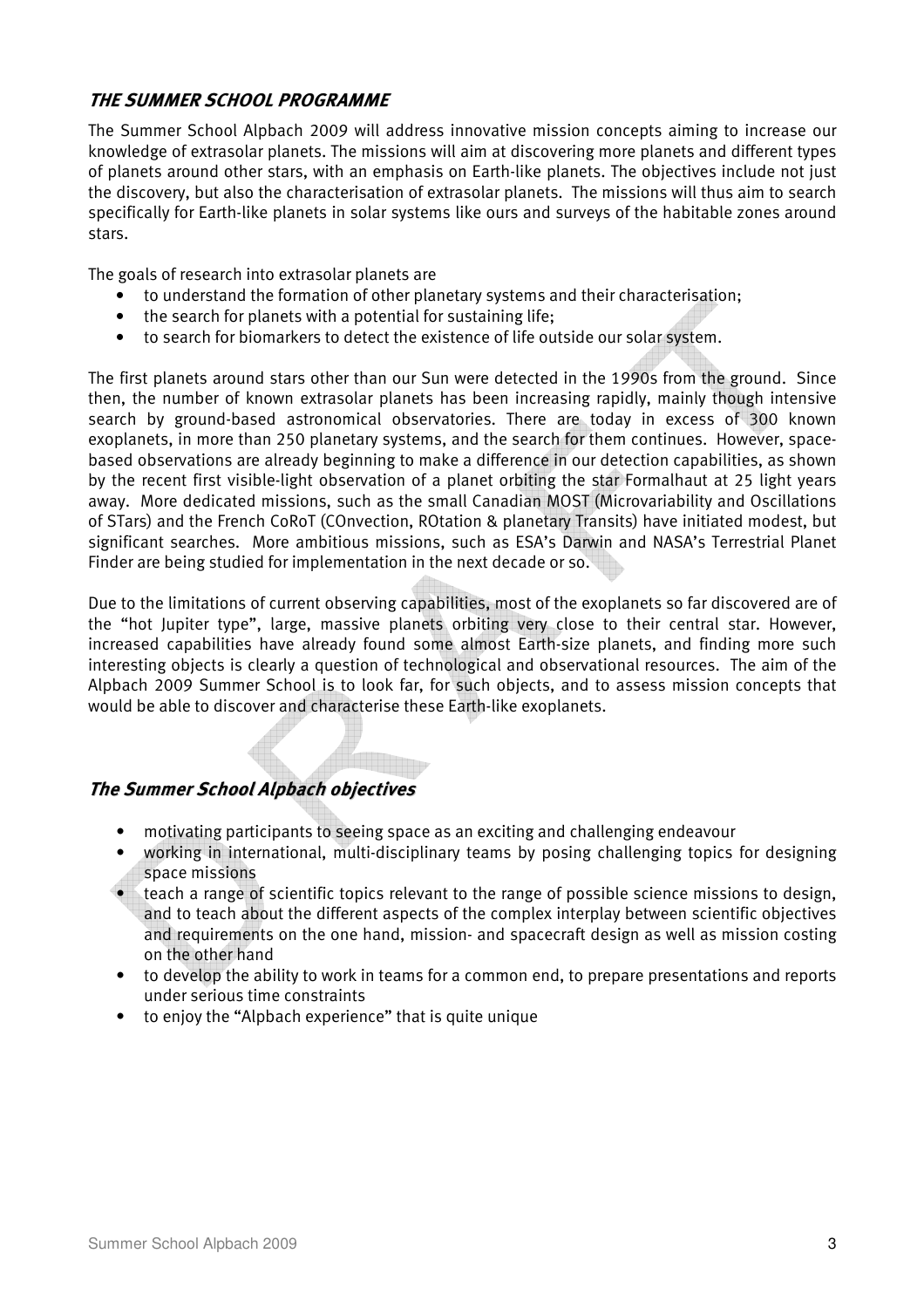## *THE SUMMER SCHOOL PROGRAMME*

The Summer School Alpbach 2009 will address innovative mission concepts aiming to increase our knowledge of extrasolar planets. The missions will aim at discovering more planets and different types of planets around other stars, with an emphasis on Earth-like planets. The objectives include not just the discovery, but also the characterisation of extrasolar planets. The missions will thus aim to search specifically for Earth-like planets in solar systems like ours and surveys of the habitable zones around stars.

The goals of research into extrasolar planets are

- to understand the formation of other planetary systems and their characterisation;
- the search for planets with a potential for sustaining life;
- to search for biomarkers to detect the existence of life outside our solar system.

The first planets around stars other than our Sun were detected in the 1990s from the ground. Since then, the number of known extrasolar planets has been increasing rapidly, mainly though intensive search by ground-based astronomical observatories. There are today in excess of 300 known exoplanets, in more than 250 planetary systems, and the search for them continues. However, space-based observations are already beginning to make a difference in our detection capabilities, as shown by the recent first visible-light observation of a planet orbiting the star Formalhaut at 25 light years away. More dedicated missions, such as the small Canadian MOST (Microvariability and Oscillations of STars) and the French CoRoT (COnvection, ROtation & planetary Transits) have initiated modest, but significant searches. More ambitious missions, such as ESA's Darwin and NASA's Terrestrial Planet Finder are being studied for implementation in the next decade or so.

Due to the limitations of current observing capabilities, most of the exoplanets so far discovered are of the "hot Jupiter type", large, massive planets orbiting very close to their central star. However, increased capabilities have already found some almost Earth-size planets, and finding more such interesting objects is clearly a question of technological and observational resources. The aim of the Alpbach 2009 Summer School is to look far, for such objects, and to assess mission concepts that would be able to discover and characterise these Earth-like exoplanets.

## *The Summer School Alpbach objectives*

- motivating participants to seeing space as an exciting and challenging endeavour
- working in international, multi-disciplinary teams by posing challenging topics for designing space missions
- teach a range of scientific topics relevant to the range of possible science missions to design, and to teach about the different aspects of the complex interplay between scientific objectives and requirements on the one hand, mission- and spacecraft design as well as mission costing on the other hand
- to develop the ability to work in teams for a common end, to prepare presentations and reports under serious time constraints
- to enjoy the "Alpbach experience" that is quite unique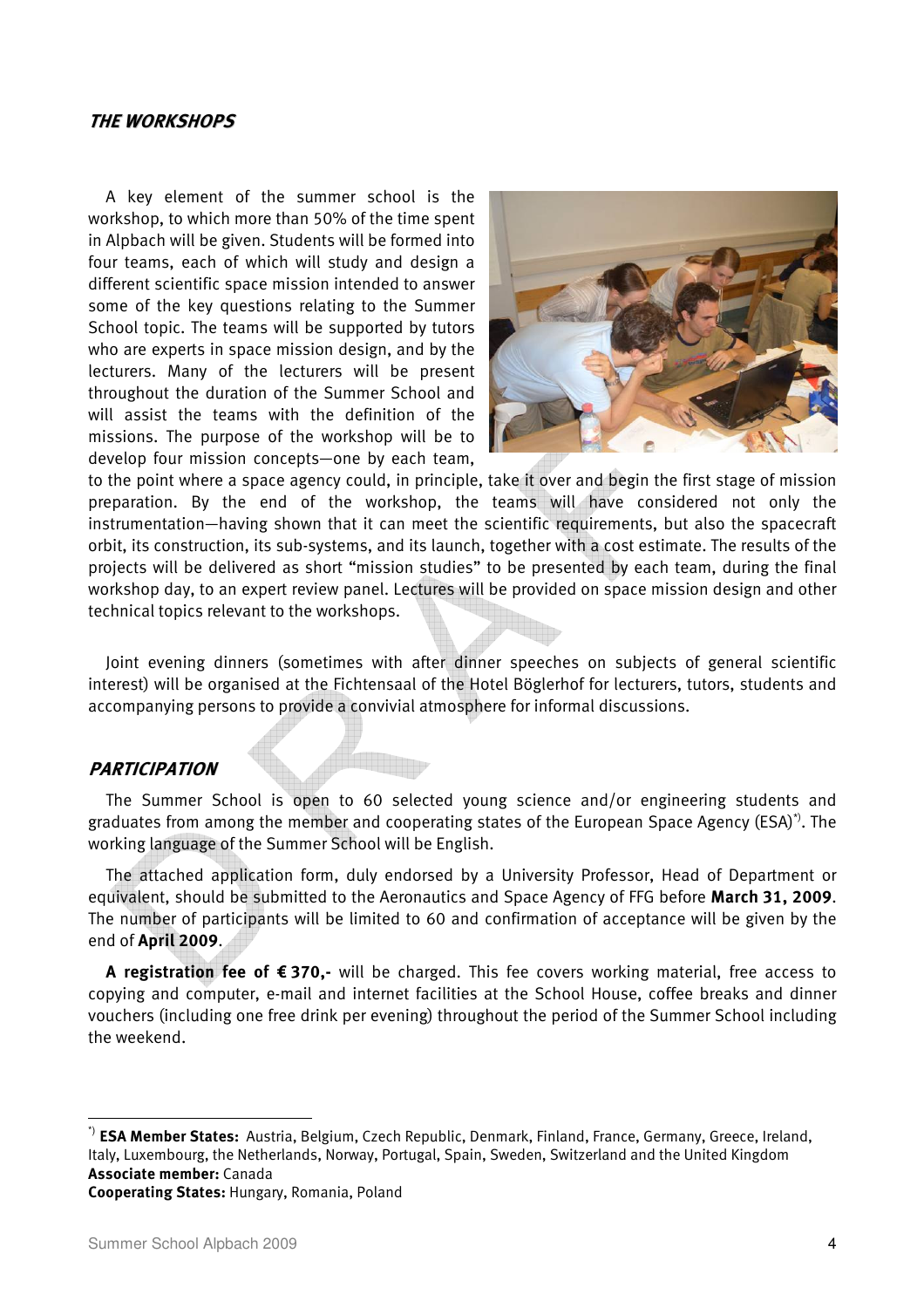## THE WORKSHOPS

A key element of the summer school is the workshop, to which more than 50% of the time spent in Alpbach will be given. Students will be formed into four teams, each of which will study and design a different scientific space mission intended to answer some of the key questions relating to the Summer School topic. The teams will be supported by tutors who are experts in space mission design, and by the lecturers. Many of the lecturers will be present throughout the duration of the Summer School and will assist the teams with the definition of the missions. The purpose of the workshop will be to develop four mission concepts—one by each team, to the point where a space agency could, in principle, take it over and begin the first stage of mission preparation. By the end of the workshop, the teams will have considered not only the instrumentation—having shown that it can meet the scientific requirements, but also the spacecraft orbit, its construction, its sub-systems, and its launch, together with a cost estimate. The results of the projects will be delivered as short "mission studies" to be presented by each team, during the final workshop day, to an expert review panel. Lectures will be provided on space mission design and other technical topics relevant to the workshops.

Joint evening dinners (sometimes with after dinner speeches on subjects of general scientific interest) will be organised at the Fichtensaal of the Hotel Böglerhof for lecturers, tutors, students and accompanying persons to provide a convivial atmosphere for informal discussions.

## PARTICIPATION

The Summer School is open to 60 selected young science and/or engineering students and graduates from among the member and cooperating states of the European Space Agency (ESA)[*)]. The working language of the Summer School will be English.

The attached application form, duly endorsed by a University Professor, Head of Department or equivalent, should be submitted to the Aeronautics and Space Agency of FFG before **March 31, 2009**. The number of participants will be limited to 60 and confirmation of acceptance will be given by the end of **April 2009**.

**A registration fee of € 370,-** will be charged. This fee covers working material, free access to copying and computer, e-mail and internet facilities at the School House, coffee breaks and dinner vouchers (including one free drink per evening) throughout the period of the Summer School including the weekend.

---

[*)] **ESA Member States:** Austria, Belgium, Czech Republic, Denmark, Finland, France, Germany, Greece, Ireland, Italy, Luxembourg, the Netherlands, Norway, Portugal, Spain, Sweden, Switzerland and the United Kingdom
**Associate member:** Canada
**Cooperating States:** Hungary, Romania, Poland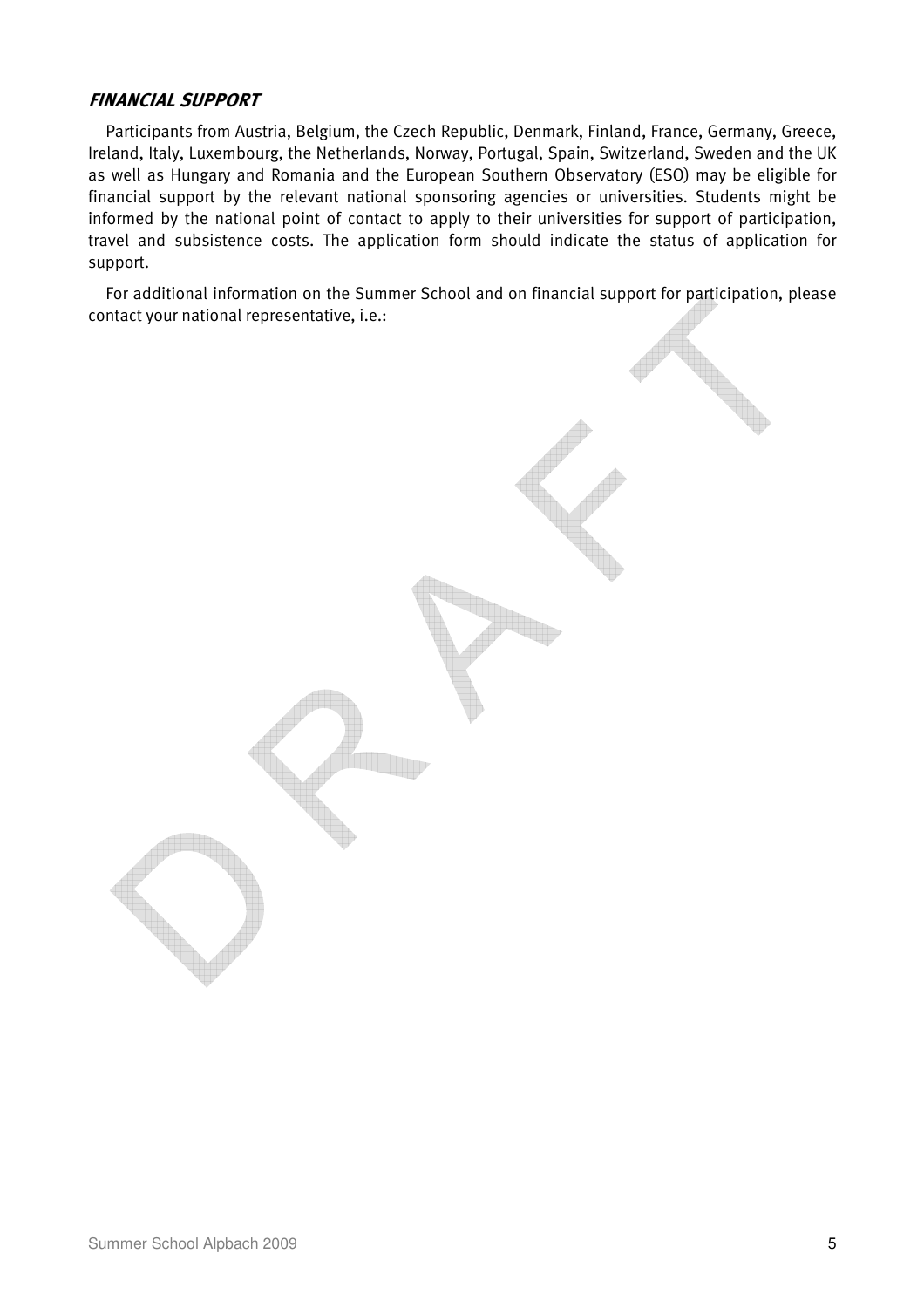### *FINANCIAL SUPPORT*

Participants from Austria, Belgium, the Czech Republic, Denmark, Finland, France, Germany, Greece, Ireland, Italy, Luxembourg, the Netherlands, Norway, Portugal, Spain, Switzerland, Sweden and the UK as well as Hungary and Romania and the European Southern Observatory (ESO) may be eligible for financial support by the relevant national sponsoring agencies or universities. Students might be informed by the national point of contact to apply to their universities for support of participation, travel and subsistence costs. The application form should indicate the status of application for support.

For additional information on the Summer School and on financial support for participation, please contact your national representative, i.e.: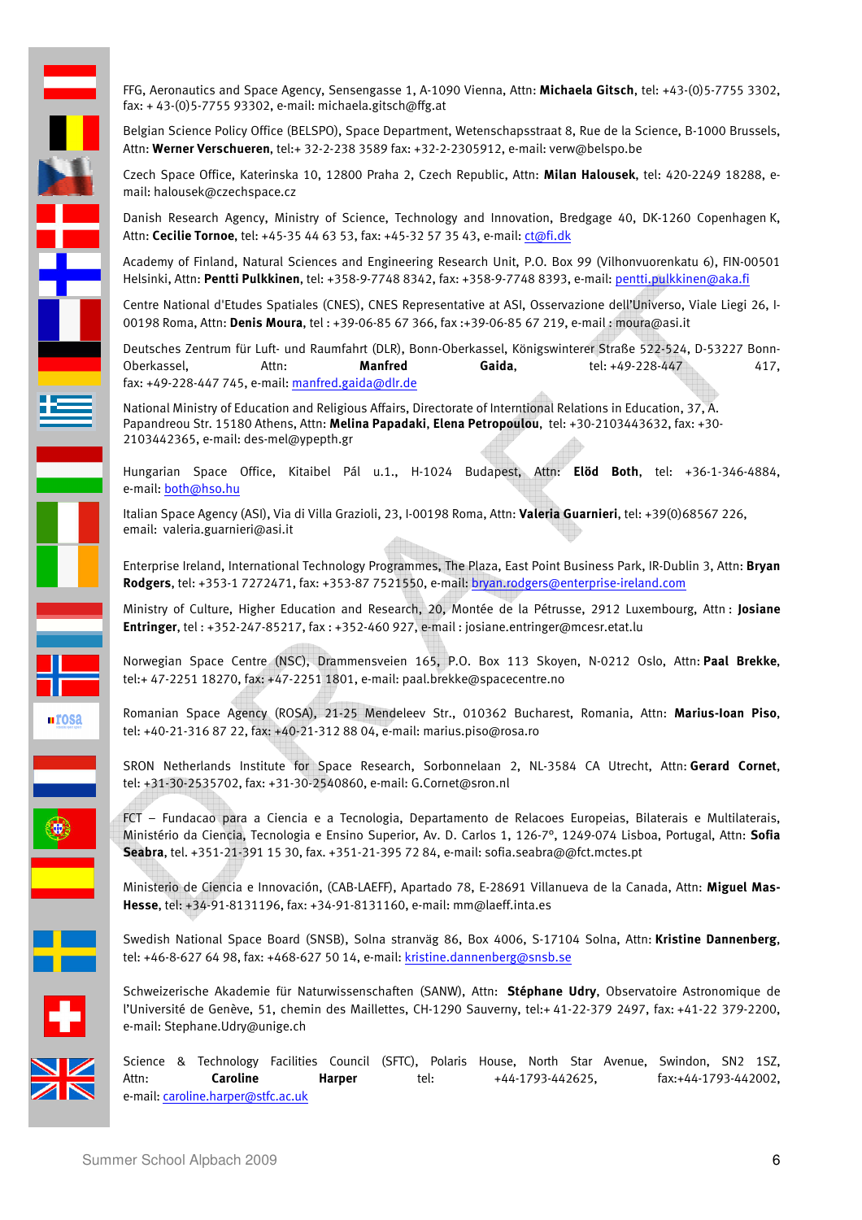FFG, Aeronautics and Space Agency, Sensengasse 1, A-1090 Vienna, Attn: **Michaela Gitsch**, tel: +43-(0)5-7755 3302, fax: + 43-(0)5-7755 93302, e-mail: michaela.gitsch@ffg.at

Belgian Science Policy Office (BELSPO), Space Department, Wetenschapsstraat 8, Rue de la Science, B-1000 Brussels, Attn: **Werner Verschueren**, tel:+ 32-2-238 3589 fax: +32-2-2305912, e-mail: verw@belspo.be

Czech Space Office, Katerinska 10, 12800 Praha 2, Czech Republic, Attn: **Milan Halousek**, tel: 420-2249 18288, e-mail: halousek@czechspace.cz

Danish Research Agency, Ministry of Science, Technology and Innovation, Bredgage 40, DK-1260 Copenhagen K, Attn: **Cecilie Tornoe**, tel: +45-35 44 63 53, fax: +45-32 57 35 43, e-mail: ct@fi.dk

Academy of Finland, Natural Sciences and Engineering Research Unit, P.O. Box 99 (Vilhonvuorenkatu 6), FIN-00501 Helsinki, Attn: **Pentti Pulkkinen**, tel: +358-9-7748 8342, fax: +358-9-7748 8393, e-mail: pentti.pulkkinen@aka.fi

Centre National d'Etudes Spatiales (CNES), CNES Representative at ASI, Osservazione dell'Universo, Viale Liegi 26, I-00198 Roma, Attn: **Denis Moura**, tel : +39-06-85 67 366, fax :+39-06-85 67 219, e-mail : moura@asi.it

Deutsches Zentrum für Luft- und Raumfahrt (DLR), Bonn-Oberkassel, Königswinterer Straße 522-524, D-53227 Bonn-Oberkassel, Attn: **Manfred Gaida**, tel: +49-228-447 417, fax: +49-228-447 745, e-mail: manfred.gaida@dlr.de

National Ministry of Education and Religious Affairs, Directorate of Interntional Relations in Education, 37, A. Papandreou Str. 15180 Athens, Attn: **Melina Papadaki**, **Elena Petropoulou**, tel: +30-2103443632, fax: +30-2103442365, e-mail: des-mel@ypepth.gr

Hungarian Space Office, Kitaibel Pál u.1., H-1024 Budapest, Attn: **Előd Both**, tel: +36-1-346-4884, e-mail: both@hso.hu

Italian Space Agency (ASI), Via di Villa Grazioli, 23, I-00198 Roma, Attn: **Valeria Guarnieri**, tel: +39(0)68567 226, email: valeria.guarnieri@asi.it

Enterprise Ireland, International Technology Programmes, The Plaza, East Point Business Park, IR-Dublin 3, Attn: **Bryan Rodgers**, tel: +353-1 7272471, fax: +353-87 7521550, e-mail: bryan.rodgers@enterprise-ireland.com

Ministry of Culture, Higher Education and Research, 20, Montée de la Pétrusse, 2912 Luxembourg, Attn : **Josiane Entringer**, tel : +352-247-85217, fax : +352-460 927, e-mail : josiane.entringer@mcesr.etat.lu

Norwegian Space Centre (NSC), Drammensveien 165, P.O. Box 113 Skoyen, N-0212 Oslo, Attn: **Paal Brekke**, tel:+ 47-2251 18270, fax: +47-2251 1801, e-mail: paal.brekke@spacecentre.no

Romanian Space Agency (ROSA), 21-25 Mendeleev Str., 010362 Bucharest, Romania, Attn: **Marius-Ioan Piso**, tel: +40-21-316 87 22, fax: +40-21-312 88 04, e-mail: marius.piso@rosa.ro

SRON Netherlands Institute for Space Research, Sorbonnelaan 2, NL-3584 CA Utrecht, Attn: **Gerard Cornet**, tel: +31-30-2535702, fax: +31-30-2540860, e-mail: G.Cornet@sron.nl

FCT – Fundacao para a Ciencia e a Tecnologia, Departamento de Relacoes Europeias, Bilaterais e Multilaterais, Ministério da Ciencia, Tecnologia e Ensino Superior, Av. D. Carlos 1, 126-7°, 1249-074 Lisboa, Portugal, Attn: **Sofia Seabra**, tel. +351-21-391 15 30, fax. +351-21-395 72 84, e-mail: sofia.seabra@@fct.mctes.pt

Ministerio de Ciencia e Innovación, (CAB-LAEFF), Apartado 78, E-28691 Villanueva de la Canada, Attn: **Miguel Mas-Hesse**, tel: +34-91-8131196, fax: +34-91-8131160, e-mail: mm@laeff.inta.es

Swedish National Space Board (SNSB), Solna stranväg 86, Box 4006, S-17104 Solna, Attn: **Kristine Dannenberg**, tel: +46-8-627 64 98, fax: +468-627 50 14, e-mail: kristine.dannenberg@snsb.se

Schweizerische Akademie für Naturwissenschaften (SANW), Attn: **Stéphane Udry**, Observatoire Astronomique de l'Université de Genève, 51, chemin des Maillettes, CH-1290 Sauverny, tel:+ 41-22-379 2497, fax: +41-22 379-2200, e-mail: Stephane.Udry@unige.ch

Science & Technology Facilities Council (SFTC), Polaris House, North Star Avenue, Swindon, SN2 1SZ, Attn: **Caroline Harper** tel: +44-1793-442625, fax:+44-1793-442002, e-mail: caroline.harper@stfc.ac.uk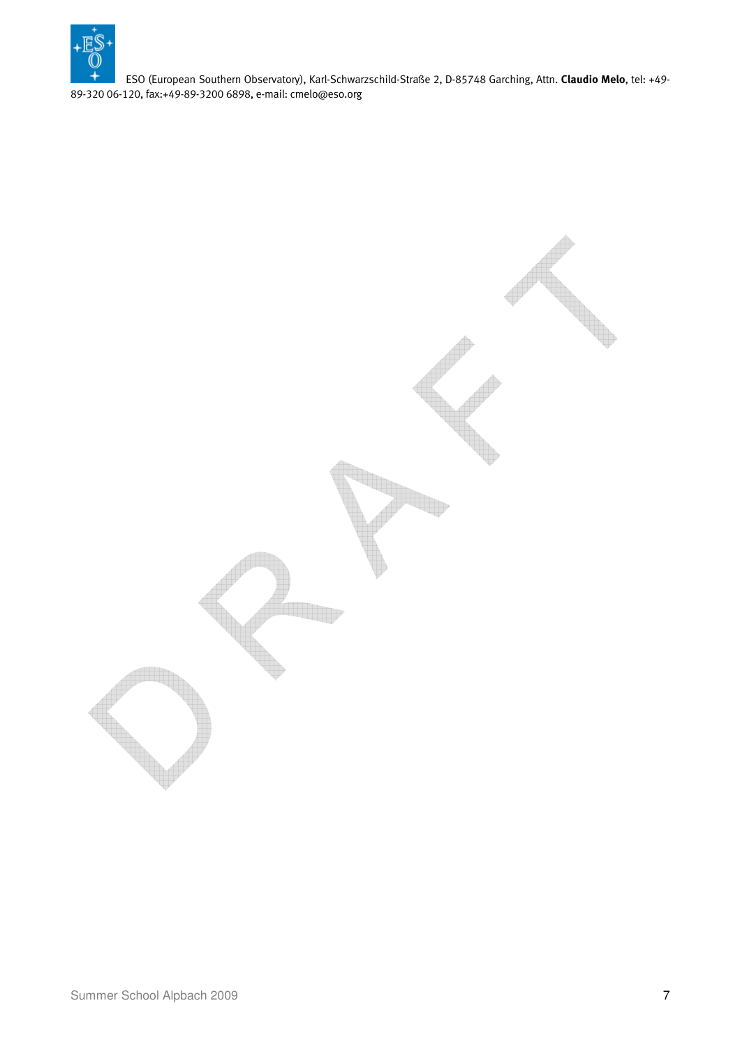ESO (European Southern Observatory), Karl-Schwarzschild-Straße 2, D-85748 Garching, Attn. **Claudio Melo**, tel: +49-89-320 06-120, fax:+49-89-3200 6898, e-mail: cmelo@eso.org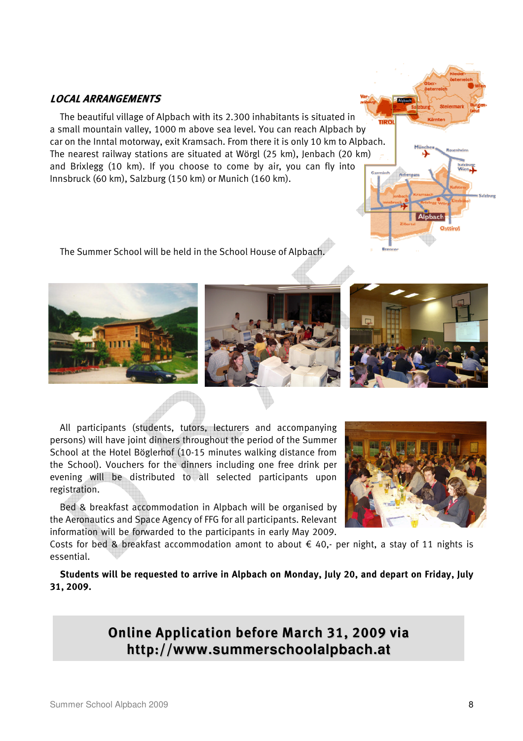### *LOCAL ARRANGEMENTS*

The beautiful village of Alpbach with its 2.300 inhabitants is situated in a small mountain valley, 1000 m above sea level. You can reach Alpbach by car on the Inntal motorway, exit Kramsach. From there it is only 10 km to Alpbach. The nearest railway stations are situated at Wörgl (25 km), Jenbach (20 km) and Brixlegg (10 km). If you choose to come by air, you can fly into Innsbruck (60 km), Salzburg (150 km) or Munich (160 km).

The Summer School will be held in the School House of Alpbach.

All participants (students, tutors, lecturers and accompanying persons) will have joint dinners throughout the period of the Summer School at the Hotel Böglerhof (10-15 minutes walking distance from the School). Vouchers for the dinners including one free drink per evening will be distributed to all selected participants upon registration.

Bed & breakfast accommodation in Alpbach will be organised by the Aeronautics and Space Agency of FFG for all participants. Relevant information will be forwarded to the participants in early May 2009. Costs for bed & breakfast accommodation amount to about € 40,- per night, a stay of 11 nights is essential.

**Students will be requested to arrive in Alpbach on Monday, July 20, and depart on Friday, July 31, 2009.**

## Online Application before March 31, 2009 via http://www.summerschoolalpbach.at